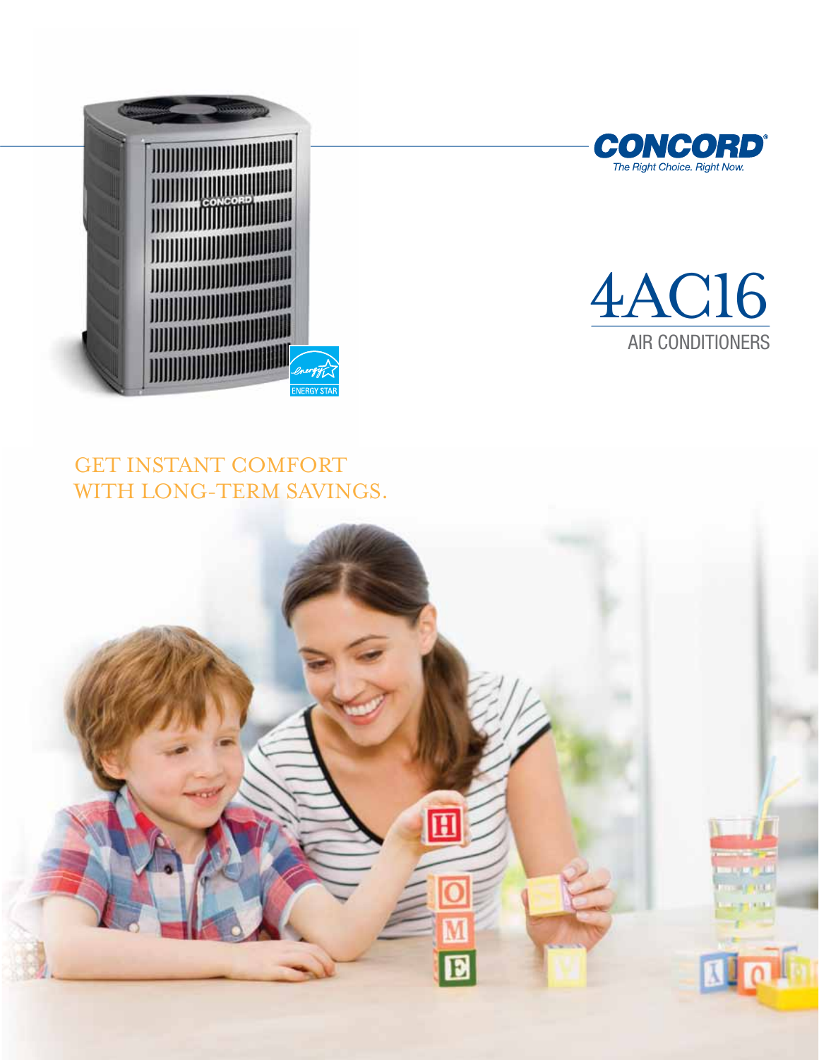**CONCORD®**

*The Right Choice. Right Now.*

# 4AC16

## AIR CONDITIONERS

GET INSTANT COMFORT WITH LONG-TERM SAVINGS.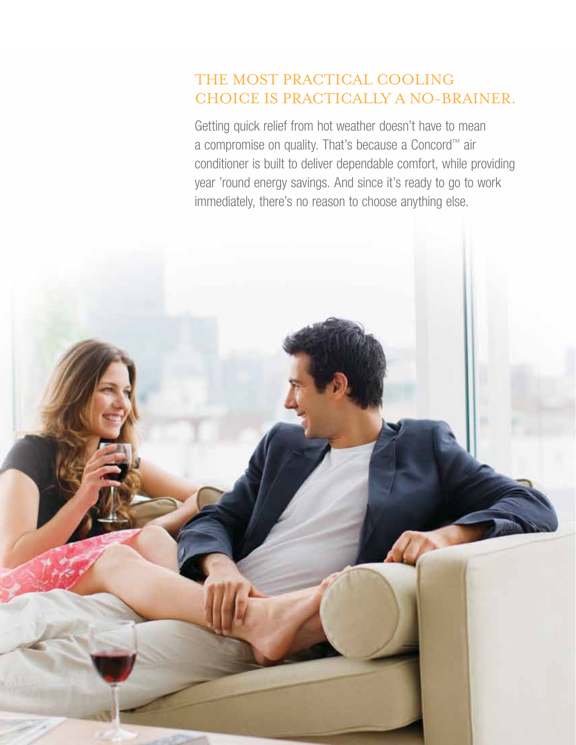## THE MOST PRACTICAL COOLING CHOICE IS PRACTICALLY A NO-BRAINER.

Getting quick relief from hot weather doesn't have to mean a compromise on quality. That's because a Concord™ air conditioner is built to deliver dependable comfort, while providing year 'round energy savings. And since it's ready to go to work immediately, there's no reason to choose anything else.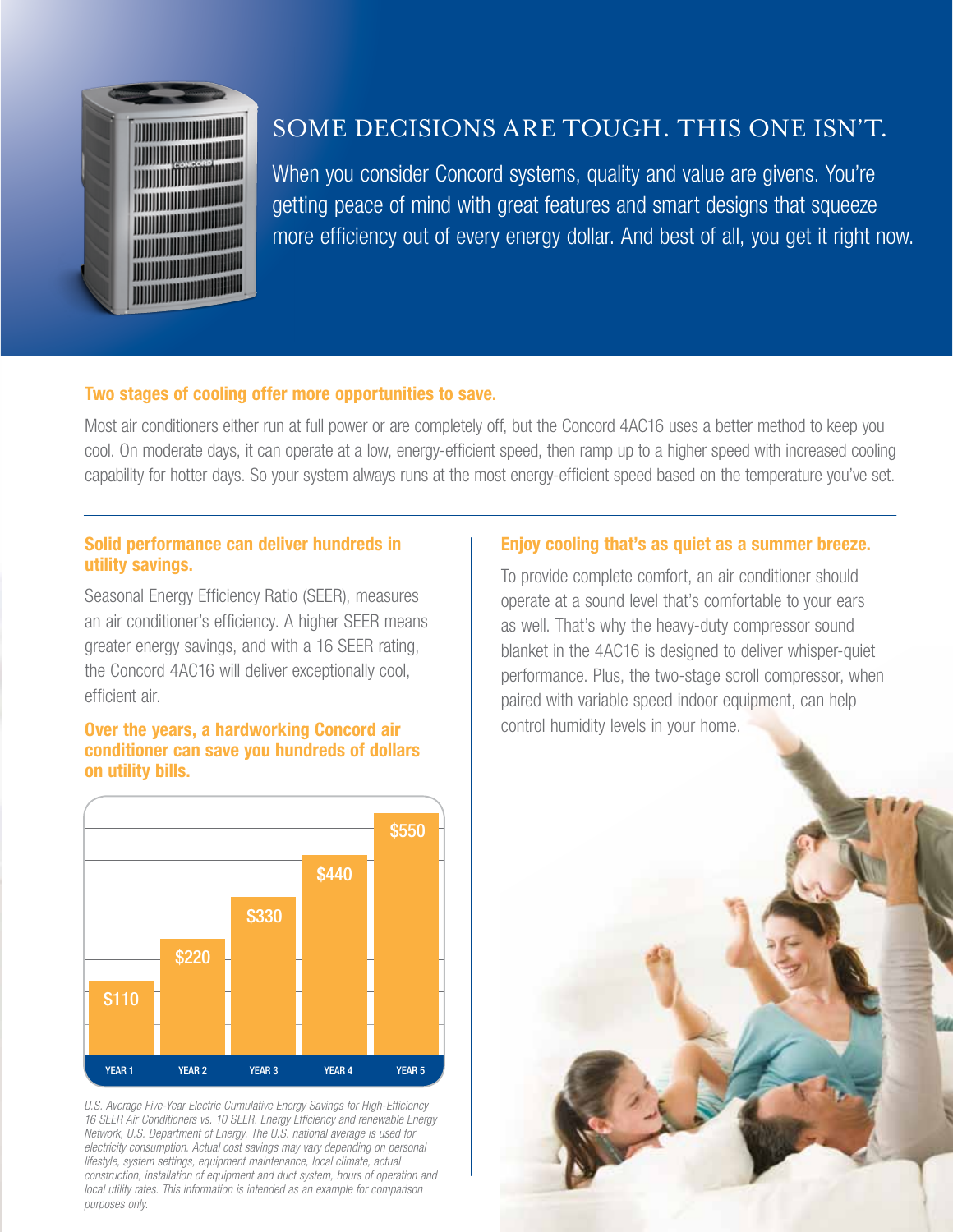# SOME DECISIONS ARE TOUGH. THIS ONE ISN'T.

When you consider Concord systems, quality and value are givens. You're getting peace of mind with great features and smart designs that squeeze more efficiency out of every energy dollar. And best of all, you get it right now.

## Two stages of cooling offer more opportunities to save.

Most air conditioners either run at full power or are completely off, but the Concord 4AC16 uses a better method to keep you cool. On moderate days, it can operate at a low, energy-efficient speed, then ramp up to a higher speed with increased cooling capability for hotter days. So your system always runs at the most energy-efficient speed based on the temperature you've set.

## Solid performance can deliver hundreds in utility savings.

Seasonal Energy Efficiency Ratio (SEER), measures an air conditioner's efficiency. A higher SEER means greater energy savings, and with a 16 SEER rating, the Concord 4AC16 will deliver exceptionally cool, efficient air.

## Over the years, a hardworking Concord air conditioner can save you hundreds of dollars on utility bills.

| YEAR 1 | YEAR 2 | YEAR 3 | YEAR 4 | YEAR 5 |
|---|---|---|---|---|
| $110 | $220 | $330 | $440 | $550 |

*U.S. Average Five-Year Electric Cumulative Energy Savings for High-Efficiency 16 SEER Air Conditioners vs. 10 SEER. Energy Efficiency and renewable Energy Network, U.S. Department of Energy. The U.S. national average is used for electricity consumption. Actual cost savings may vary depending on personal lifestyle, system settings, equipment maintenance, local climate, actual construction, installation of equipment and duct system, hours of operation and local utility rates. This information is intended as an example for comparison purposes only.*

## Enjoy cooling that's as quiet as a summer breeze.

To provide complete comfort, an air conditioner should operate at a sound level that's comfortable to your ears as well. That's why the heavy-duty compressor sound blanket in the 4AC16 is designed to deliver whisper-quiet performance. Plus, the two-stage scroll compressor, when paired with variable speed indoor equipment, can help control humidity levels in your home.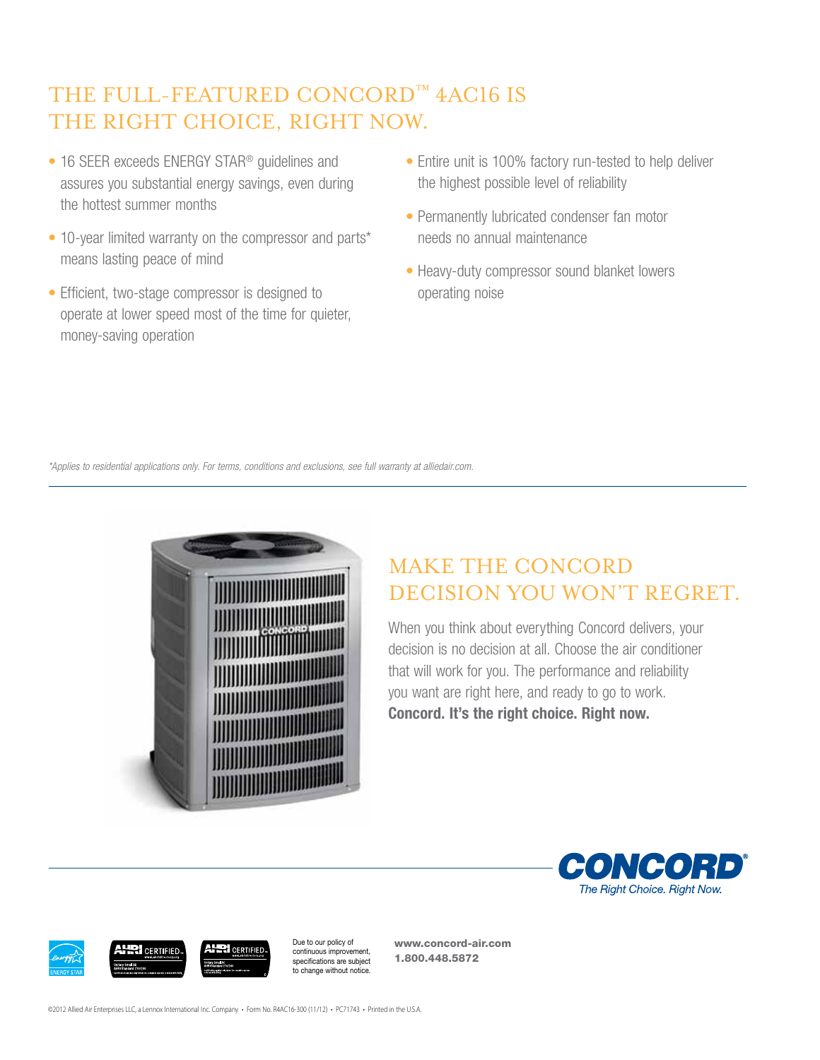# THE FULL-FEATURED CONCORD™ 4AC16 IS THE RIGHT CHOICE, RIGHT NOW.

- 16 SEER exceeds ENERGY STAR® guidelines and assures you substantial energy savings, even during the hottest summer months
- 10-year limited warranty on the compressor and parts* means lasting peace of mind
- Efficient, two-stage compressor is designed to operate at lower speed most of the time for quieter, money-saving operation
- Entire unit is 100% factory run-tested to help deliver the highest possible level of reliability
- Permanently lubricated condenser fan motor needs no annual maintenance
- Heavy-duty compressor sound blanket lowers operating noise

*\*Applies to residential applications only. For terms, conditions and exclusions, see full warranty at alliedair.com.*

## MAKE THE CONCORD DECISION YOU WON'T REGRET.

When you think about everything Concord delivers, your decision is no decision at all. Choose the air conditioner that will work for you. The performance and reliability you want are right here, and ready to go to work. **Concord. It's the right choice. Right now.**

CONCORD®
The Right Choice. Right Now.

Due to our policy of continuous improvement, specifications are subject to change without notice.

www.concord-air.com
1.800.448.5872

©2012 Allied Air Enterprises LLC, a Lennox International Inc. Company • Form No. R4AC16-300 (11/12) • PC71743 • Printed in the U.S.A.